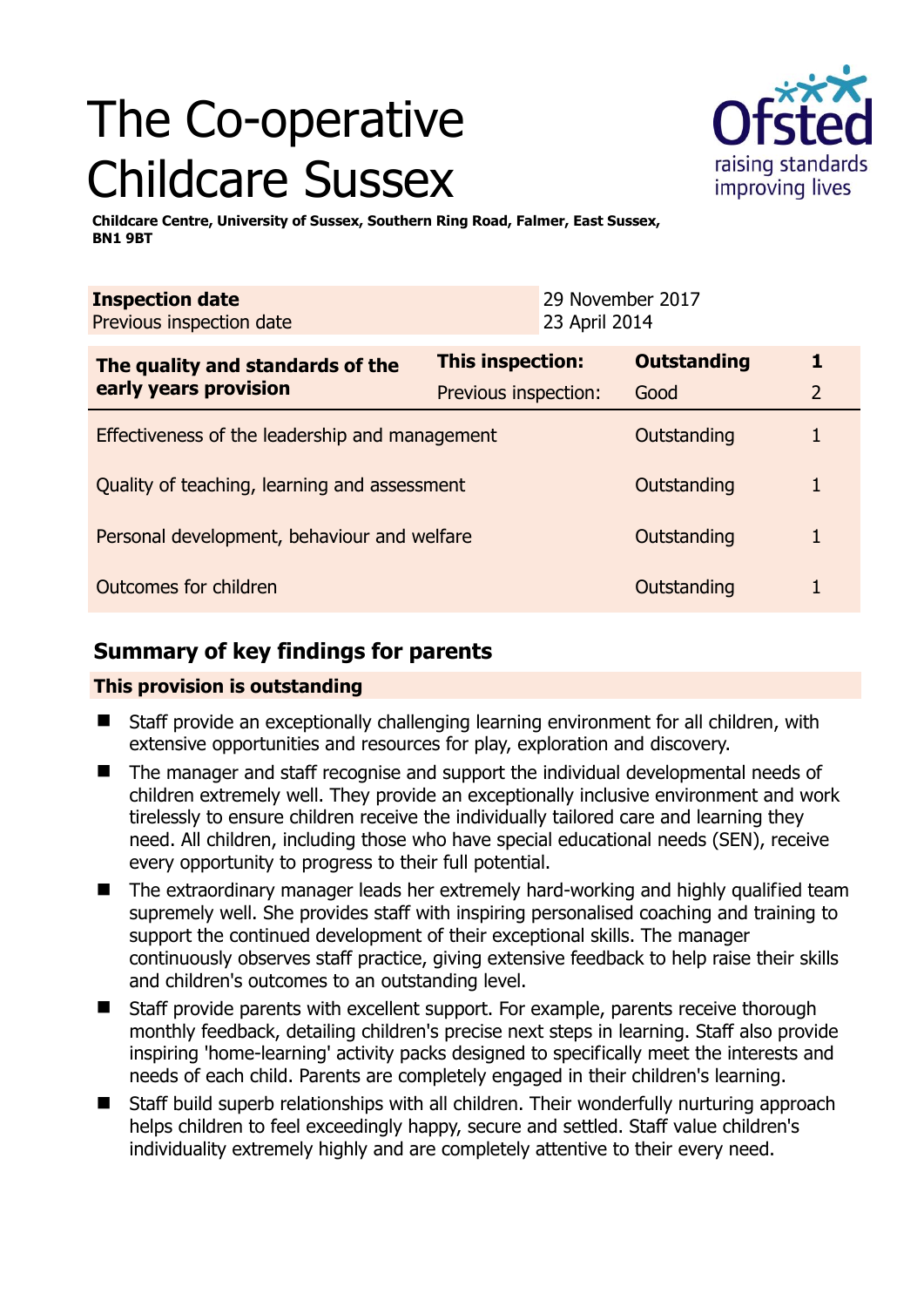# The Co-operative Childcare Sussex

**Childcare Centre, University of Sussex, Southern Ring Road, Falmer, East Sussex, BN1 9BT**

| **Inspection date** | 29 November 2017 |
|---|---|
| Previous inspection date | 23 April 2014 |

| **The quality and standards of the early years provision** | **This inspection:** | **Outstanding** | **1** |
|---|---|---|---|
| | Previous inspection: | Good | 2 |
| Effectiveness of the leadership and management | | Outstanding | 1 |
| Quality of teaching, learning and assessment | | Outstanding | 1 |
| Personal development, behaviour and welfare | | Outstanding | 1 |
| Outcomes for children | | Outstanding | 1 |

## Summary of key findings for parents

**This provision is outstanding**

- Staff provide an exceptionally challenging learning environment for all children, with extensive opportunities and resources for play, exploration and discovery.
- The manager and staff recognise and support the individual developmental needs of children extremely well. They provide an exceptionally inclusive environment and work tirelessly to ensure children receive the individually tailored care and learning they need. All children, including those who have special educational needs (SEN), receive every opportunity to progress to their full potential.
- The extraordinary manager leads her extremely hard-working and highly qualified team supremely well. She provides staff with inspiring personalised coaching and training to support the continued development of their exceptional skills. The manager continuously observes staff practice, giving extensive feedback to help raise their skills and children's outcomes to an outstanding level.
- Staff provide parents with excellent support. For example, parents receive thorough monthly feedback, detailing children's precise next steps in learning. Staff also provide inspiring 'home-learning' activity packs designed to specifically meet the interests and needs of each child. Parents are completely engaged in their children's learning.
- Staff build superb relationships with all children. Their wonderfully nurturing approach helps children to feel exceedingly happy, secure and settled. Staff value children's individuality extremely highly and are completely attentive to their every need.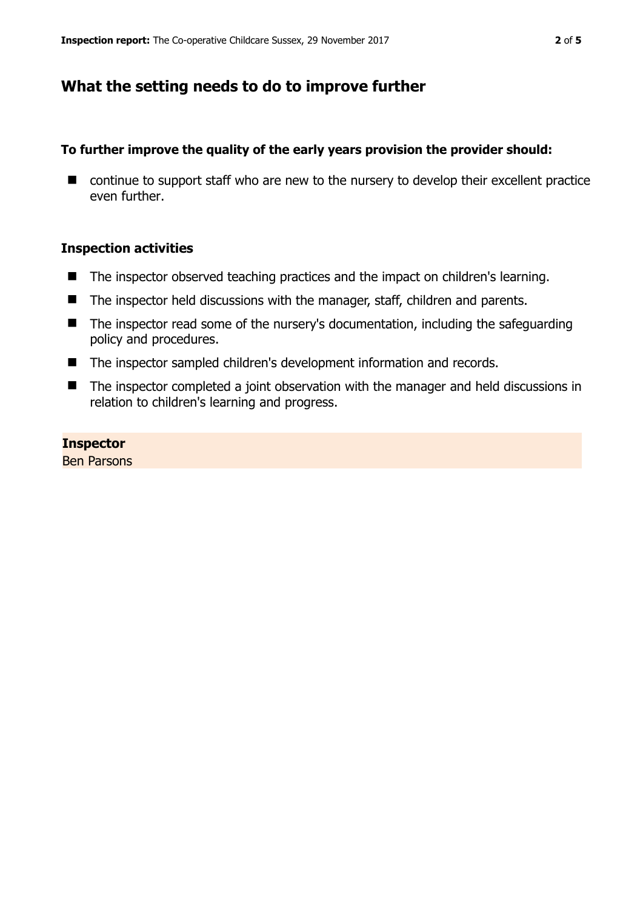## What the setting needs to do to improve further

### To further improve the quality of the early years provision the provider should:

- continue to support staff who are new to the nursery to develop their excellent practice even further.

### Inspection activities

- The inspector observed teaching practices and the impact on children's learning.
- The inspector held discussions with the manager, staff, children and parents.
- The inspector read some of the nursery's documentation, including the safeguarding policy and procedures.
- The inspector sampled children's development information and records.
- The inspector completed a joint observation with the manager and held discussions in relation to children's learning and progress.

**Inspector**
Ben Parsons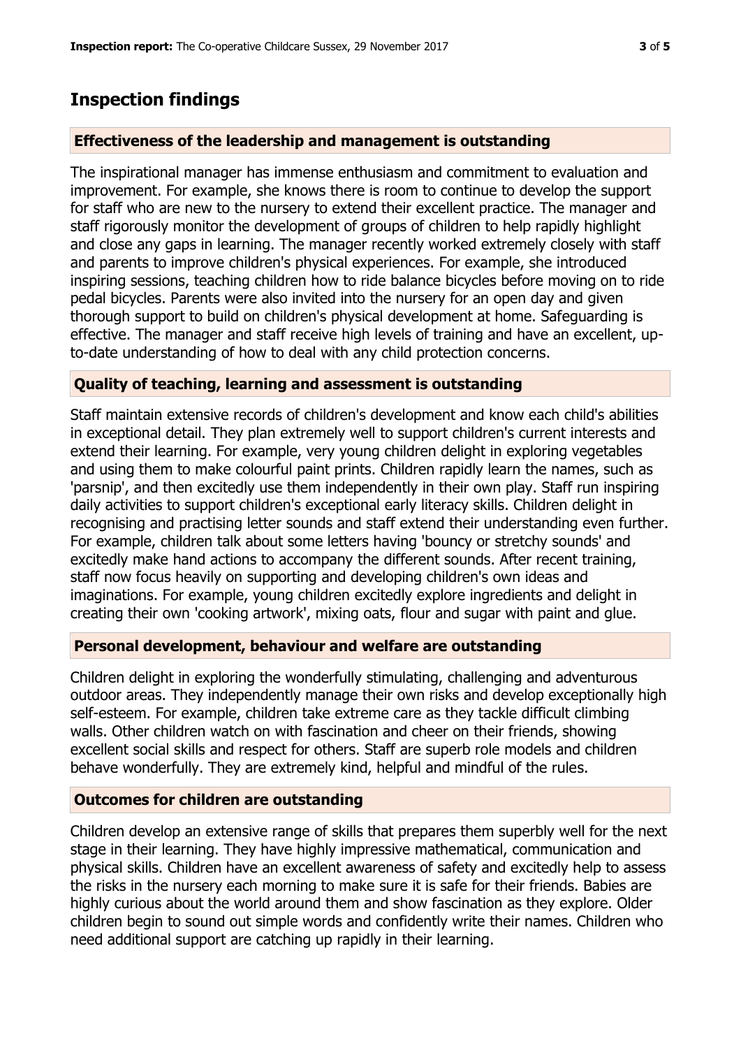## Inspection findings

### Effectiveness of the leadership and management is outstanding

The inspirational manager has immense enthusiasm and commitment to evaluation and improvement. For example, she knows there is room to continue to develop the support for staff who are new to the nursery to extend their excellent practice. The manager and staff rigorously monitor the development of groups of children to help rapidly highlight and close any gaps in learning. The manager recently worked extremely closely with staff and parents to improve children's physical experiences. For example, she introduced inspiring sessions, teaching children how to ride balance bicycles before moving on to ride pedal bicycles. Parents were also invited into the nursery for an open day and given thorough support to build on children's physical development at home. Safeguarding is effective. The manager and staff receive high levels of training and have an excellent, up-to-date understanding of how to deal with any child protection concerns.

### Quality of teaching, learning and assessment is outstanding

Staff maintain extensive records of children's development and know each child's abilities in exceptional detail. They plan extremely well to support children's current interests and extend their learning. For example, very young children delight in exploring vegetables and using them to make colourful paint prints. Children rapidly learn the names, such as 'parsnip', and then excitedly use them independently in their own play. Staff run inspiring daily activities to support children's exceptional early literacy skills. Children delight in recognising and practising letter sounds and staff extend their understanding even further. For example, children talk about some letters having 'bouncy or stretchy sounds' and excitedly make hand actions to accompany the different sounds. After recent training, staff now focus heavily on supporting and developing children's own ideas and imaginations. For example, young children excitedly explore ingredients and delight in creating their own 'cooking artwork', mixing oats, flour and sugar with paint and glue.

### Personal development, behaviour and welfare are outstanding

Children delight in exploring the wonderfully stimulating, challenging and adventurous outdoor areas. They independently manage their own risks and develop exceptionally high self-esteem. For example, children take extreme care as they tackle difficult climbing walls. Other children watch on with fascination and cheer on their friends, showing excellent social skills and respect for others. Staff are superb role models and children behave wonderfully. They are extremely kind, helpful and mindful of the rules.

### Outcomes for children are outstanding

Children develop an extensive range of skills that prepares them superbly well for the next stage in their learning. They have highly impressive mathematical, communication and physical skills. Children have an excellent awareness of safety and excitedly help to assess the risks in the nursery each morning to make sure it is safe for their friends. Babies are highly curious about the world around them and show fascination as they explore. Older children begin to sound out simple words and confidently write their names. Children who need additional support are catching up rapidly in their learning.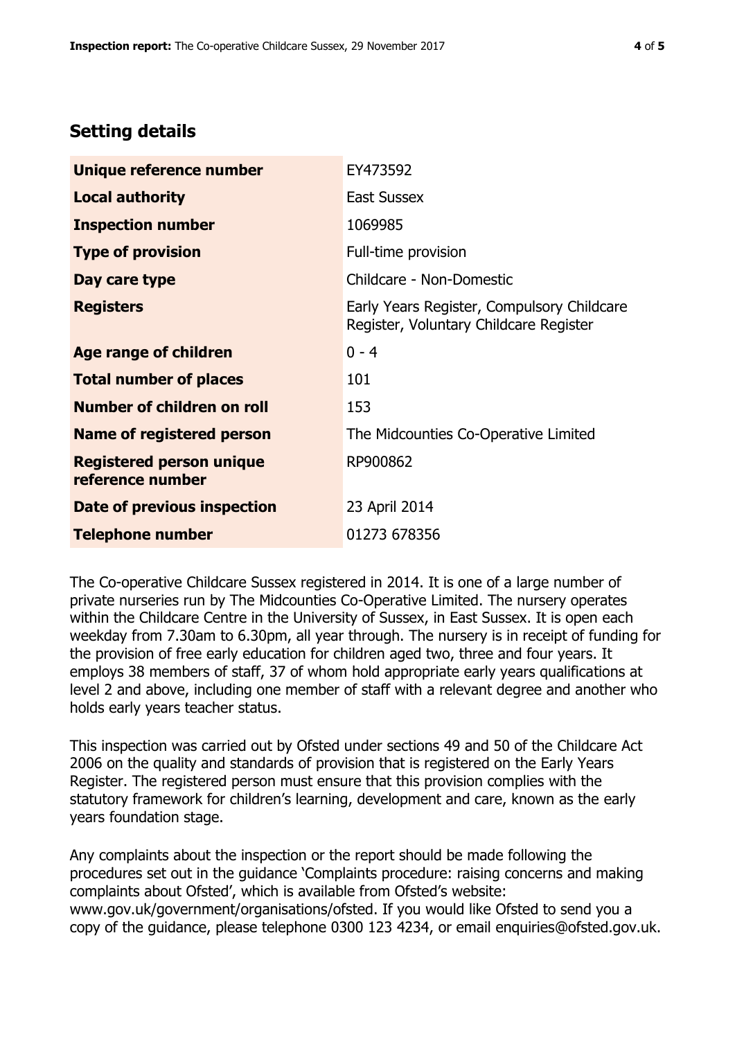## Setting details

| | |
|---|---|
| **Unique reference number** | EY473592 |
| **Local authority** | East Sussex |
| **Inspection number** | 1069985 |
| **Type of provision** | Full-time provision |
| **Day care type** | Childcare - Non-Domestic |
| **Registers** | Early Years Register, Compulsory Childcare Register, Voluntary Childcare Register |
| **Age range of children** | 0 - 4 |
| **Total number of places** | 101 |
| **Number of children on roll** | 153 |
| **Name of registered person** | The Midcounties Co-Operative Limited |
| **Registered person unique reference number** | RP900862 |
| **Date of previous inspection** | 23 April 2014 |
| **Telephone number** | 01273 678356 |

The Co-operative Childcare Sussex registered in 2014. It is one of a large number of private nurseries run by The Midcounties Co-Operative Limited. The nursery operates within the Childcare Centre in the University of Sussex, in East Sussex. It is open each weekday from 7.30am to 6.30pm, all year through. The nursery is in receipt of funding for the provision of free early education for children aged two, three and four years. It employs 38 members of staff, 37 of whom hold appropriate early years qualifications at level 2 and above, including one member of staff with a relevant degree and another who holds early years teacher status.

This inspection was carried out by Ofsted under sections 49 and 50 of the Childcare Act 2006 on the quality and standards of provision that is registered on the Early Years Register. The registered person must ensure that this provision complies with the statutory framework for children's learning, development and care, known as the early years foundation stage.

Any complaints about the inspection or the report should be made following the procedures set out in the guidance 'Complaints procedure: raising concerns and making complaints about Ofsted', which is available from Ofsted's website: www.gov.uk/government/organisations/ofsted. If you would like Ofsted to send you a copy of the guidance, please telephone 0300 123 4234, or email enquiries@ofsted.gov.uk.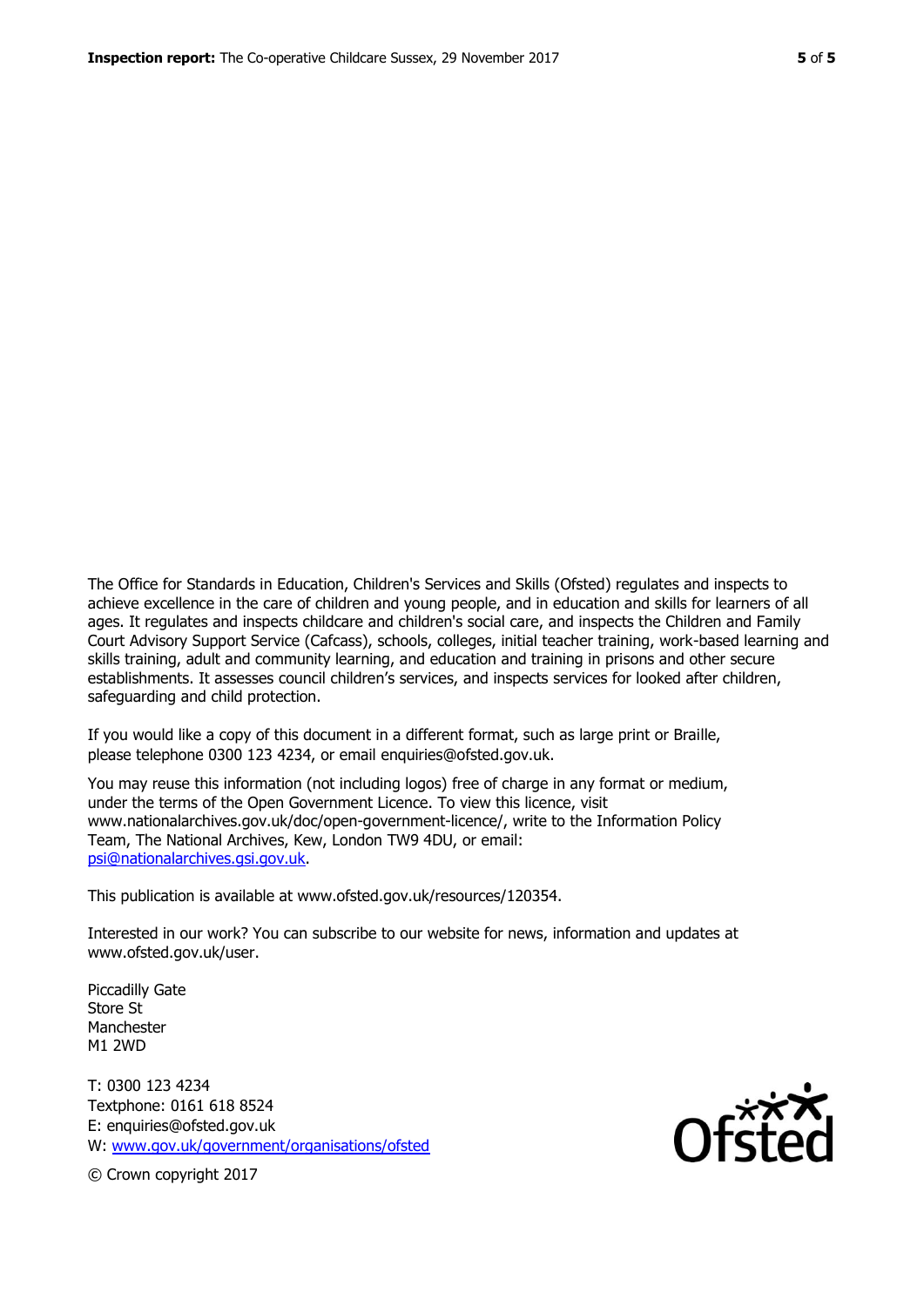The Office for Standards in Education, Children's Services and Skills (Ofsted) regulates and inspects to achieve excellence in the care of children and young people, and in education and skills for learners of all ages. It regulates and inspects childcare and children's social care, and inspects the Children and Family Court Advisory Support Service (Cafcass), schools, colleges, initial teacher training, work-based learning and skills training, adult and community learning, and education and training in prisons and other secure establishments. It assesses council children's services, and inspects services for looked after children, safeguarding and child protection.

If you would like a copy of this document in a different format, such as large print or Braille, please telephone 0300 123 4234, or email enquiries@ofsted.gov.uk.

You may reuse this information (not including logos) free of charge in any format or medium, under the terms of the Open Government Licence. To view this licence, visit www.nationalarchives.gov.uk/doc/open-government-licence/, write to the Information Policy Team, The National Archives, Kew, London TW9 4DU, or email: psi@nationalarchives.gsi.gov.uk.

This publication is available at www.ofsted.gov.uk/resources/120354.

Interested in our work? You can subscribe to our website for news, information and updates at www.ofsted.gov.uk/user.

Piccadilly Gate
Store St
Manchester
M1 2WD

T: 0300 123 4234
Textphone: 0161 618 8524
E: enquiries@ofsted.gov.uk
W: www.gov.uk/government/organisations/ofsted

© Crown copyright 2017